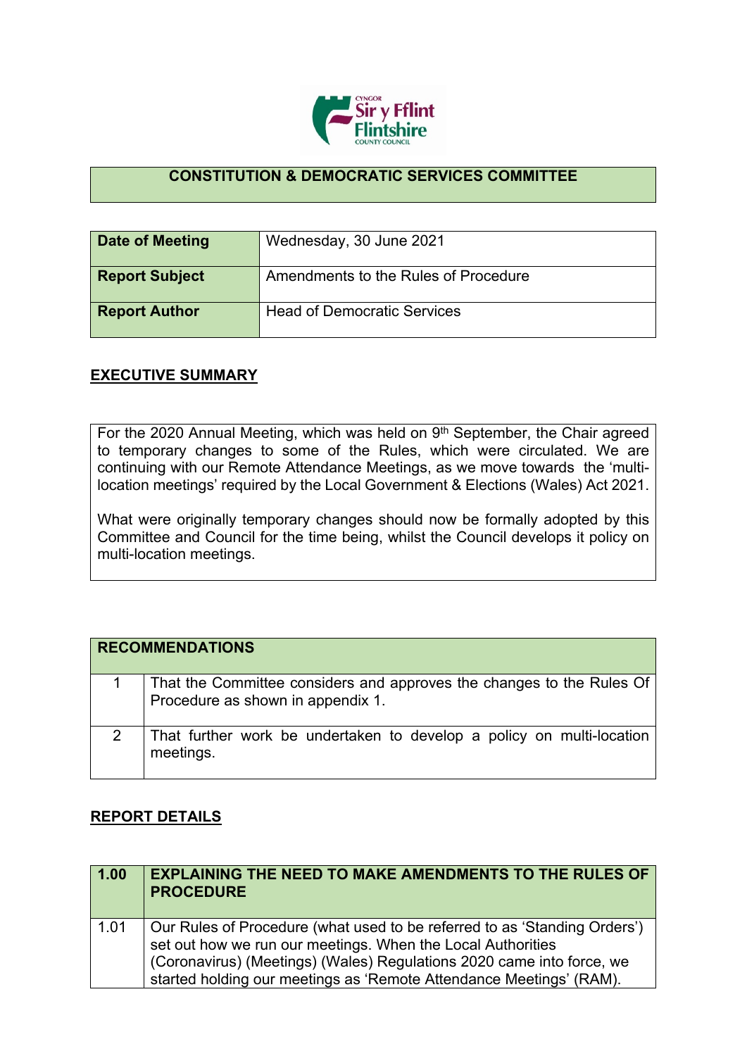# CONSTITUTION & DEMOCRATIC SERVICES COMMITTEE

| | |
|---|---|
| **Date of Meeting** | Wednesday, 30 June 2021 |
| **Report Subject** | Amendments to the Rules of Procedure |
| **Report Author** | Head of Democratic Services |

## EXECUTIVE SUMMARY

For the 2020 Annual Meeting, which was held on 9th September, the Chair agreed to temporary changes to some of the Rules, which were circulated. We are continuing with our Remote Attendance Meetings, as we move towards the 'multi-location meetings' required by the Local Government & Elections (Wales) Act 2021.

What were originally temporary changes should now be formally adopted by this Committee and Council for the time being, whilst the Council develops it policy on multi-location meetings.

| **RECOMMENDATIONS** | |
|---|---|
| 1 | That the Committee considers and approves the changes to the Rules Of Procedure as shown in appendix 1. |
| 2 | That further work be undertaken to develop a policy on multi-location meetings. |

## REPORT DETAILS

| **1.00** | **EXPLAINING THE NEED TO MAKE AMENDMENTS TO THE RULES OF PROCEDURE** |
|---|---|
| 1.01 | Our Rules of Procedure (what used to be referred to as 'Standing Orders') set out how we run our meetings. When the Local Authorities (Coronavirus) (Meetings) (Wales) Regulations 2020 came into force, we started holding our meetings as 'Remote Attendance Meetings' (RAM). |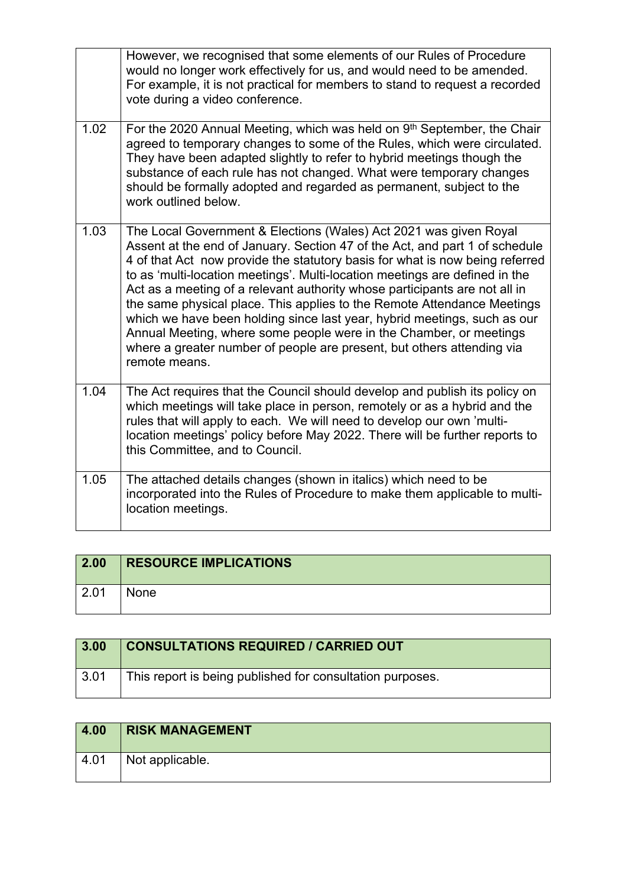| | |
|---|---|
| | However, we recognised that some elements of our Rules of Procedure would no longer work effectively for us, and would need to be amended. For example, it is not practical for members to stand to request a recorded vote during a video conference. |
| 1.02 | For the 2020 Annual Meeting, which was held on 9th September, the Chair agreed to temporary changes to some of the Rules, which were circulated. They have been adapted slightly to refer to hybrid meetings though the substance of each rule has not changed. What were temporary changes should be formally adopted and regarded as permanent, subject to the work outlined below. |
| 1.03 | The Local Government & Elections (Wales) Act 2021 was given Royal Assent at the end of January. Section 47 of the Act, and part 1 of schedule 4 of that Act now provide the statutory basis for what is now being referred to as 'multi-location meetings'. Multi-location meetings are defined in the Act as a meeting of a relevant authority whose participants are not all in the same physical place. This applies to the Remote Attendance Meetings which we have been holding since last year, hybrid meetings, such as our Annual Meeting, where some people were in the Chamber, or meetings where a greater number of people are present, but others attending via remote means. |
| 1.04 | The Act requires that the Council should develop and publish its policy on which meetings will take place in person, remotely or as a hybrid and the rules that will apply to each. We will need to develop our own 'multi-location meetings' policy before May 2022. There will be further reports to this Committee, and to Council. |
| 1.05 | The attached details changes (shown in italics) which need to be incorporated into the Rules of Procedure to make them applicable to multi-location meetings. |

| 2.00 | RESOURCE IMPLICATIONS |
|---|---|
| 2.01 | None |

| 3.00 | CONSULTATIONS REQUIRED / CARRIED OUT |
|---|---|
| 3.01 | This report is being published for consultation purposes. |

| 4.00 | RISK MANAGEMENT |
|---|---|
| 4.01 | Not applicable. |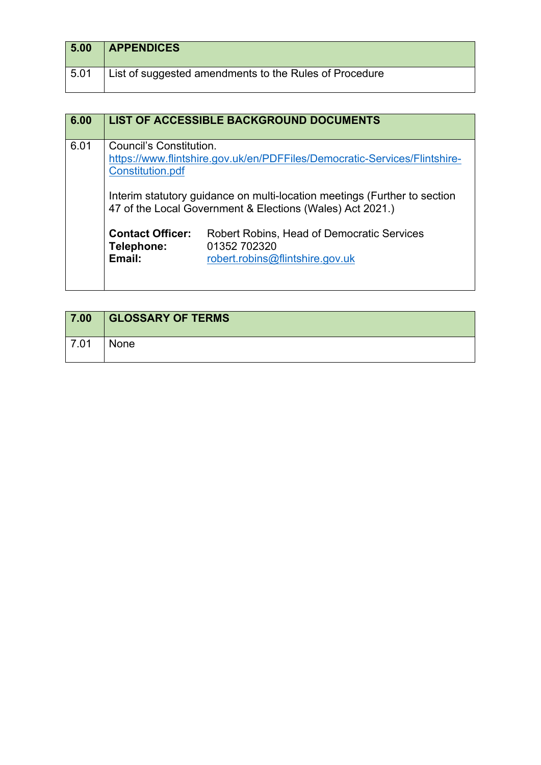| 5.00 | APPENDICES |
| --- | --- |
| 5.01 | List of suggested amendments to the Rules of Procedure |

| 6.00 | LIST OF ACCESSIBLE BACKGROUND DOCUMENTS |
| --- | --- |
| 6.01 | Council's Constitution.<br>https://www.flintshire.gov.uk/en/PDFFiles/Democratic-Services/Flintshire-Constitution.pdf<br><br>Interim statutory guidance on multi-location meetings (Further to section 47 of the Local Government & Elections (Wales) Act 2021.)<br><br>**Contact Officer:** Robert Robins, Head of Democratic Services<br>**Telephone:** 01352 702320<br>**Email:** robert.robins@flintshire.gov.uk |

| 7.00 | GLOSSARY OF TERMS |
| --- | --- |
| 7.01 | None |